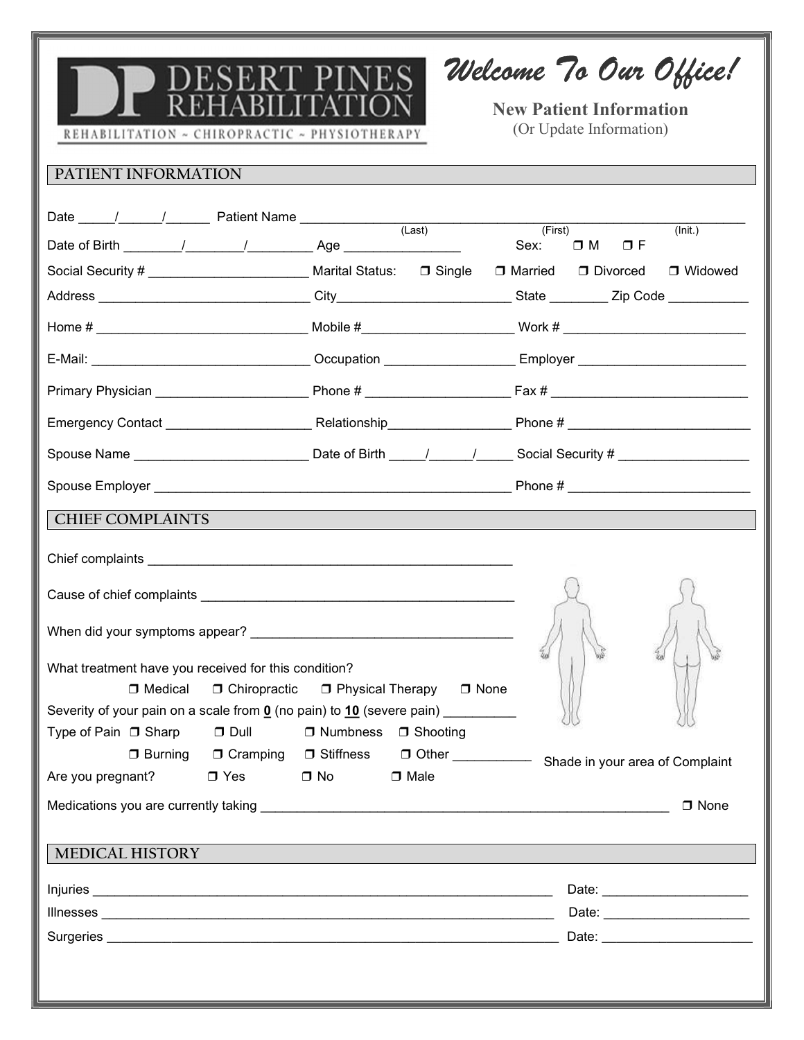DESERT PINES REHABILITATION

REHABILITATION ~ CHIROPRACTIC ~ PHYSIOTHERAPY

# *Welcome To Our Office!*

**New Patient Information**
(Or Update Information)

## PATIENT INFORMATION

Date _____/______/______ Patient Name ____________________________________________________________
(Last) (First) (Init.)

Date of Birth ________/________/_________ Age ________________ Sex: ❒ M ❒ F

Social Security # ______________________ Marital Status: ❒ Single ❒ Married ❒ Divorced ❒ Widowed

Address _____________________________ City________________________ State ________ Zip Code ___________

Home # _____________________________ Mobile #_____________________ Work # _________________________

E-Mail: ______________________________ Occupation __________________ Employer _______________________

Primary Physician _____________________ Phone # ____________________ Fax # ___________________________

Emergency Contact ____________________ Relationship_________________ Phone # _________________________

Spouse Name ________________________ Date of Birth _____/______/_____ Social Security # __________________

Spouse Employer __________________________________________________ Phone # _________________________

## CHIEF COMPLAINTS

Chief complaints ___________________________________________________

Cause of chief complaints ____________________________________________

When did your symptoms appear? ____________________________________

What treatment have you received for this condition?
❒ Medical ❒ Chiropractic ❒ Physical Therapy ❒ None

Severity of your pain on a scale from **0** (no pain) to **10** (severe pain) __________

Type of Pain ❒ Sharp ❒ Dull ❒ Numbness ❒ Shooting
❒ Burning ❒ Cramping ❒ Stiffness ❒ Other ___________

Are you pregnant? ❒ Yes ❒ No ❒ Male

Shade in your area of Complaint

Medications you are currently taking _________________________________________________________ ❒ None

## MEDICAL HISTORY

Injuries _________________________________________________________________ Date: ____________________

Illnesses ________________________________________________________________ Date: ____________________

Surgeries ________________________________________________________________ Date: ____________________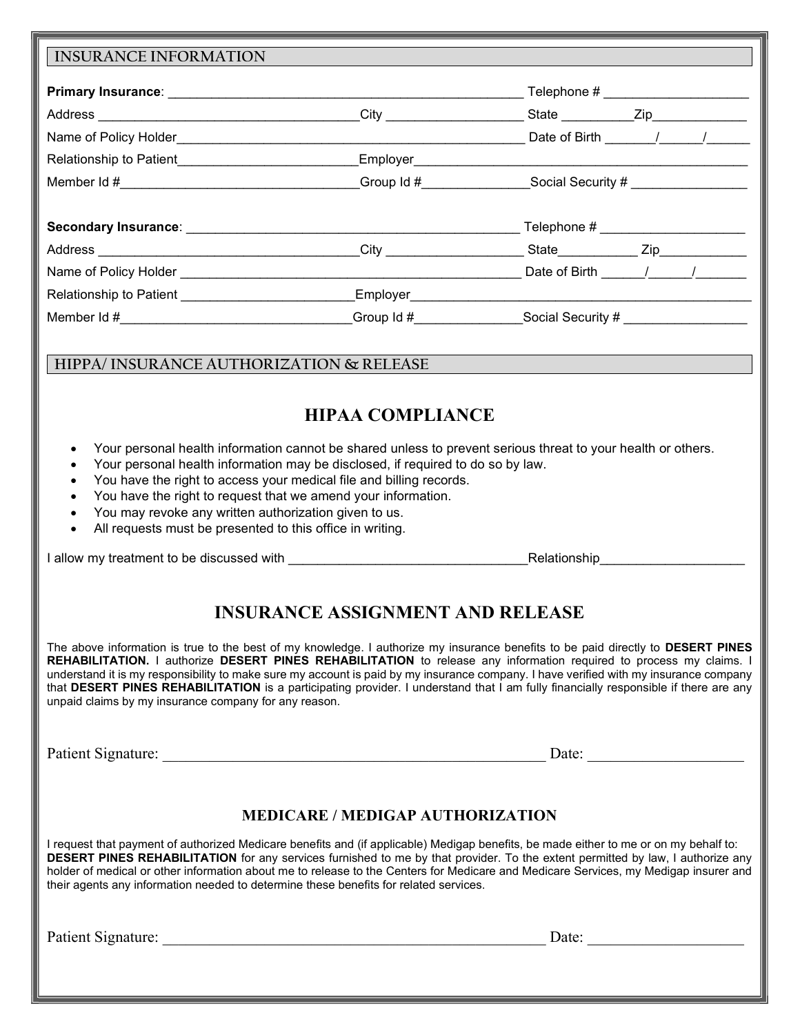## INSURANCE INFORMATION

**Primary Insurance**: ________________________________________________ Telephone # ____________________

Address ___________________________________City __________________ State _________Zip_____________

Name of Policy Holder_______________________________________________ Date of Birth _______/______/______

Relationship to Patient________________________Employer_____________________________________________

Member Id #________________________________Group Id #______________Social Security # ________________

**Secondary Insurance**: ______________________________________________ Telephone # ____________________

Address ___________________________________City __________________ State__________ Zip____________

Name of Policy Holder ______________________________________________ Date of Birth ______/______/_______

Relationship to Patient _______________________Employer______________________________________________

Member Id #_______________________________Group Id #______________Social Security # _________________

## HIPPA/ INSURANCE AUTHORIZATION & RELEASE

### HIPAA COMPLIANCE

- Your personal health information cannot be shared unless to prevent serious threat to your health or others.
- Your personal health information may be disclosed, if required to do so by law.
- You have the right to access your medical file and billing records.
- You have the right to request that we amend your information.
- You may revoke any written authorization given to us.
- All requests must be presented to this office in writing.

I allow my treatment to be discussed with _________________________________Relationship____________________

### INSURANCE ASSIGNMENT AND RELEASE

The above information is true to the best of my knowledge. I authorize my insurance benefits to be paid directly to **DESERT PINES REHABILITATION.** I authorize **DESERT PINES REHABILITATION** to release any information required to process my claims. I understand it is my responsibility to make sure my account is paid by my insurance company. I have verified with my insurance company that **DESERT PINES REHABILITATION** is a participating provider. I understand that I am fully financially responsible if there are any unpaid claims by my insurance company for any reason.

Patient Signature: ___________________________________________________ Date: ____________________

### MEDICARE / MEDIGAP AUTHORIZATION

I request that payment of authorized Medicare benefits and (if applicable) Medigap benefits, be made either to me or on my behalf to: **DESERT PINES REHABILITATION** for any services furnished to me by that provider. To the extent permitted by law, I authorize any holder of medical or other information about me to release to the Centers for Medicare and Medicare Services, my Medigap insurer and their agents any information needed to determine these benefits for related services.

Patient Signature: ___________________________________________________ Date: ____________________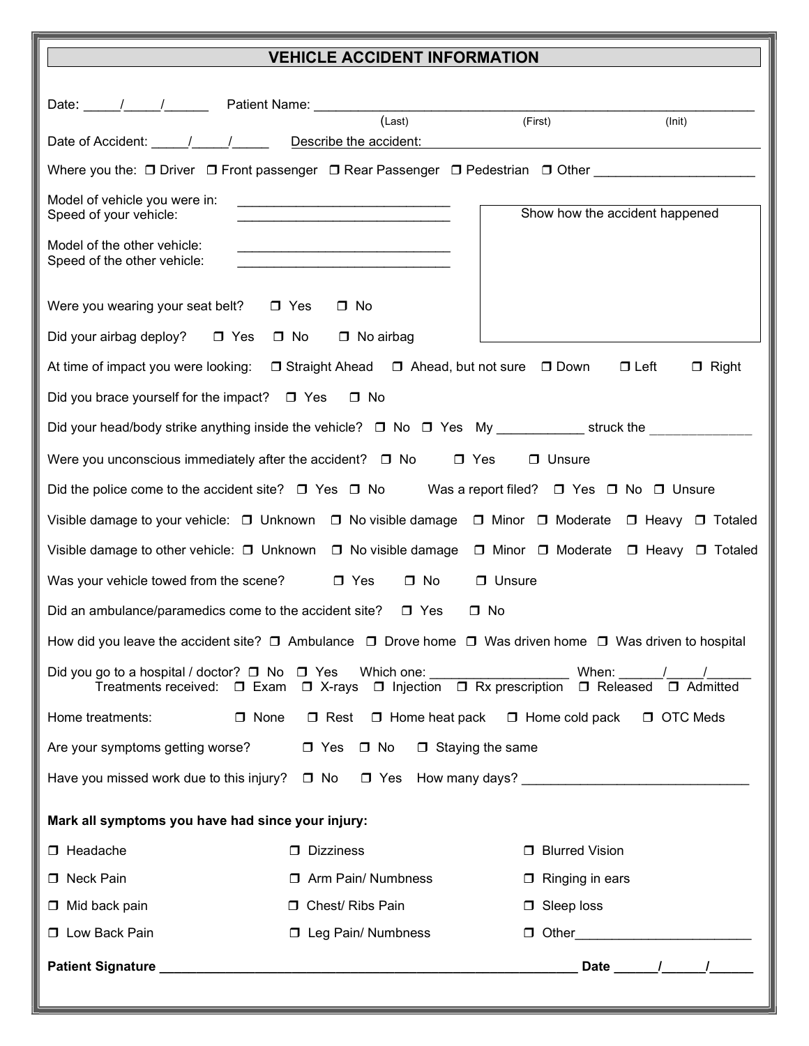# VEHICLE ACCIDENT INFORMATION

Date: _____/_____/______ Patient Name: ____________________________________________________________
(Last) (First) (Init)

Date of Accident: _____/_____/_____ Describe the accident: ______________________________________________

Where you the: ❒ Driver ❒ Front passenger ❒ Rear Passenger ❒ Pedestrian ❒ Other ____________________

Model of vehicle you were in: ____________________________

Speed of your vehicle: ____________________________

Model of the other vehicle: ____________________________

Speed of the other vehicle: ____________________________

Show how the accident happened

Were you wearing your seat belt? ❒ Yes ❒ No

Did your airbag deploy? ❒ Yes ❒ No ❒ No airbag

At time of impact you were looking: ❒ Straight Ahead ❒ Ahead, but not sure ❒ Down ❒ Left ❒ Right

Did you brace yourself for the impact? ❒ Yes ❒ No

Did your head/body strike anything inside the vehicle? ❒ No ❒ Yes My ___________ struck the _____________

Were you unconscious immediately after the accident? ❒ No ❒ Yes ❒ Unsure

Did the police come to the accident site? ❒ Yes ❒ No Was a report filed? ❒ Yes ❒ No ❒ Unsure

Visible damage to your vehicle: ❒ Unknown ❒ No visible damage ❒ Minor ❒ Moderate ❒ Heavy ❒ Totaled

Visible damage to other vehicle: ❒ Unknown ❒ No visible damage ❒ Minor ❒ Moderate ❒ Heavy ❒ Totaled

Was your vehicle towed from the scene? ❒ Yes ❒ No ❒ Unsure

Did an ambulance/paramedics come to the accident site? ❒ Yes ❒ No

How did you leave the accident site? ❒ Ambulance ❒ Drove home ❒ Was driven home ❒ Was driven to hospital

Did you go to a hospital / doctor? ❒ No ❒ Yes Which one: __________________ When: ______/_____/______

Treatments received: ❒ Exam ❒ X-rays ❒ Injection ❒ Rx prescription ❒ Released ❒ Admitted

Home treatments: ❒ None ❒ Rest ❒ Home heat pack ❒ Home cold pack ❒ OTC Meds

Are your symptoms getting worse? ❒ Yes ❒ No ❒ Staying the same

Have you missed work due to this injury? ❒ No ❒ Yes How many days? ____________________________

**Mark all symptoms you have had since your injury:**

❒ Headache ❒ Dizziness ❒ Blurred Vision

❒ Neck Pain ❒ Arm Pain/ Numbness ❒ Ringing in ears

❒ Mid back pain ❒ Chest/ Ribs Pain ❒ Sleep loss

❒ Low Back Pain ❒ Leg Pain/ Numbness ❒ Other______________________

**Patient Signature** ________________________________________________________ **Date** ______/______/______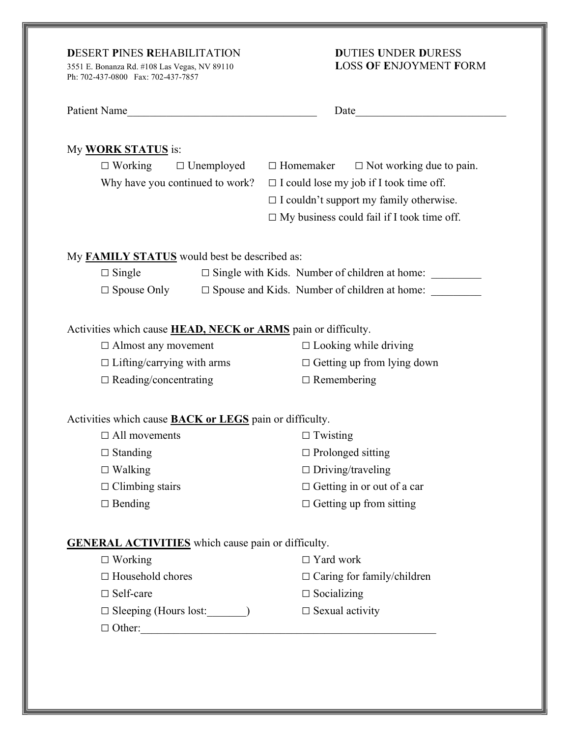**D**ESERT **P**INES **R**EHABILITATION
3551 E. Bonanza Rd. #108 Las Vegas, NV 89110
Ph: 702-437-0800 Fax: 702-437-7857

**D**UTIES **U**NDER **D**URESS
**L**OSS **O**F **E**NJOYMENT **F**ORM

Patient Name__________________________________ Date___________________________

My **WORK STATUS** is:

☐ Working ☐ Unemployed ☐ Homemaker ☐ Not working due to pain.

Why have you continued to work?
- ☐ I could lose my job if I took time off.
- ☐ I couldn't support my family otherwise.
- ☐ My business could fail if I took time off.

My **FAMILY STATUS** would best be described as:

☐ Single ☐ Single with Kids. Number of children at home: _________

☐ Spouse Only ☐ Spouse and Kids. Number of children at home: _________

Activities which cause **HEAD, NECK or ARMS** pain or difficulty.

- ☐ Almost any movement
- ☐ Looking while driving
- ☐ Lifting/carrying with arms
- ☐ Getting up from lying down
- ☐ Reading/concentrating
- ☐ Remembering

Activities which cause **BACK or LEGS** pain or difficulty.

- ☐ All movements
- ☐ Twisting
- ☐ Standing
- ☐ Prolonged sitting
- ☐ Walking
- ☐ Driving/traveling
- ☐ Climbing stairs
- ☐ Getting in or out of a car
- ☐ Bending
- ☐ Getting up from sitting

**GENERAL ACTIVITIES** which cause pain or difficulty.

- ☐ Working
- ☐ Yard work
- ☐ Household chores
- ☐ Caring for family/children
- ☐ Self-care
- ☐ Socializing
- ☐ Sleeping (Hours lost:_______)
- ☐ Sexual activity
- ☐ Other:_________________________________________________________